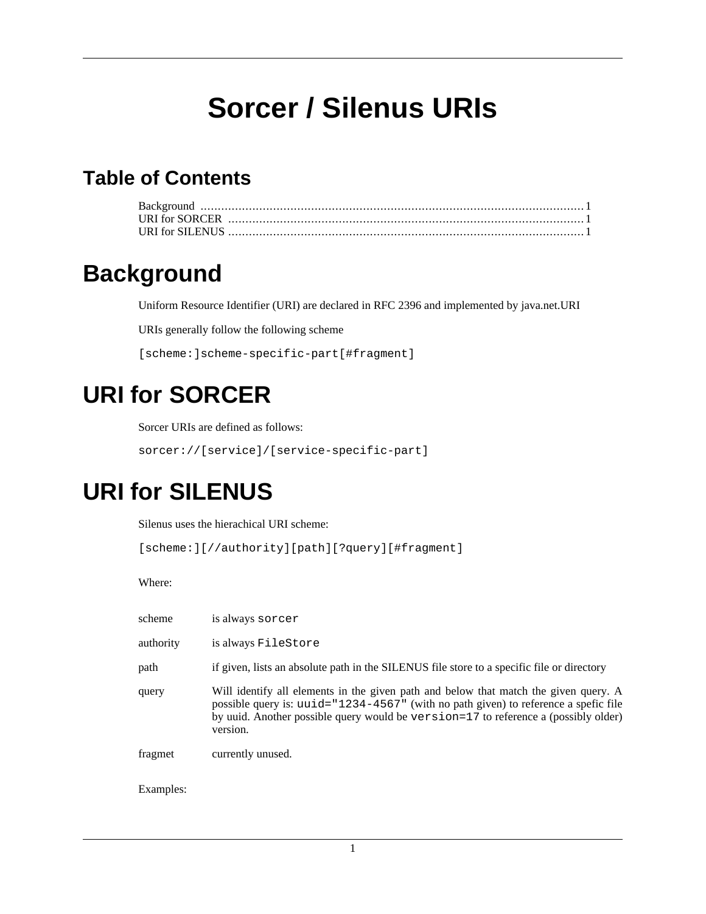# Sorcer / Silenus URIs

## Table of Contents

Background ........................................................................................................... 1
URI for SORCER ..................................................................................................... 1
URI for SILENUS ..................................................................................................... 1

# Background

Uniform Resource Identifier (URI) are declared in RFC 2396 and implemented by java.net.URI

URIs generally follow the following scheme

```
[scheme:]scheme-specific-part[#fragment]
```

# URI for SORCER

Sorcer URIs are defined as follows:

```
sorcer://[service]/[service-specific-part]
```

# URI for SILENUS

Silenus uses the hierachical URI scheme:

```
[scheme:][//authority][path][?query][#fragment]
```

Where:

| | |
|---|---|
| scheme | is always `sorcer` |
| authority | is always `FileStore` |
| path | if given, lists an absolute path in the SILENUS file store to a specific file or directory |
| query | Will identify all elements in the given path and below that match the given query. A possible query is: `uuid="1234-4567"` (with no path given) to reference a spefic file by uuid. Another possible query would be `version=17` to reference a (possibly older) version. |
| fragmet | currently unused. |

Examples: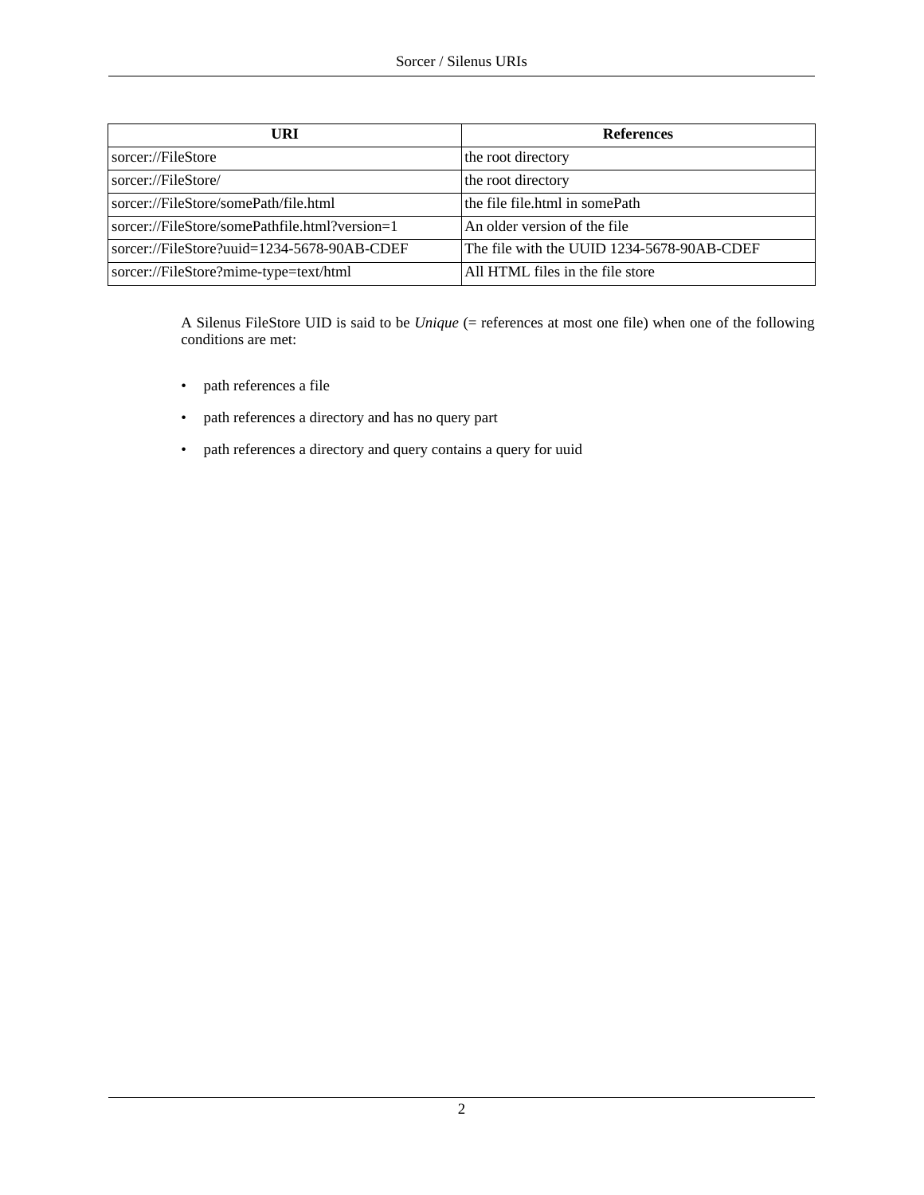| URI | References |
|---|---|
| sorcer://FileStore | the root directory |
| sorcer://FileStore/ | the root directory |
| sorcer://FileStore/somePath/file.html | the file file.html in somePath |
| sorcer://FileStore/somePathfile.html?version=1 | An older version of the file |
| sorcer://FileStore?uuid=1234-5678-90AB-CDEF | The file with the UUID 1234-5678-90AB-CDEF |
| sorcer://FileStore?mime-type=text/html | All HTML files in the file store |

A Silenus FileStore UID is said to be *Unique* (= references at most one file) when one of the following conditions are met:

- path references a file
- path references a directory and has no query part
- path references a directory and query contains a query for uuid